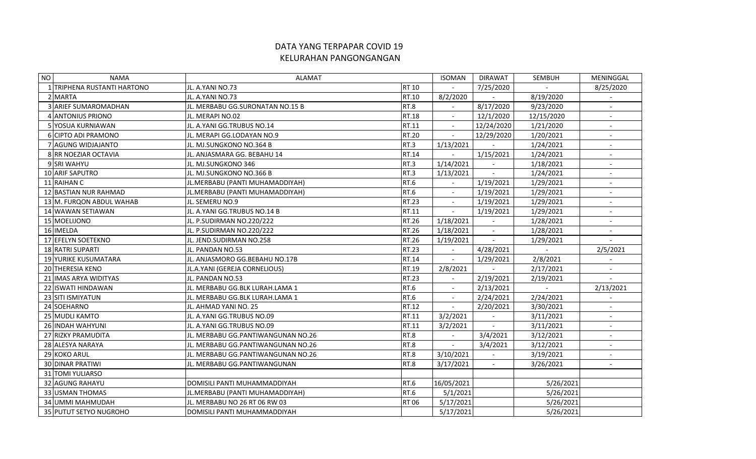# DATA YANG TERPAPAR COVID 19
## KELURAHAN PANGONGANGAN

| NO | NAMA | ALAMAT | | ISOMAN | DIRAWAT | SEMBUH | MENINGGAL |
|---|---|---|---|---|---|---|---|
| 1 | TRIPHENA RUSTANTI HARTONO | JL. A.YANI NO.73 | RT 10 | - | 7/25/2020 | - | 8/25/2020 |
| 2 | MARTA | JL. A.YANI NO.73 | RT.10 | 8/2/2020 | - | 8/19/2020 | - |
| 3 | ARIEF SUMAROMADHAN | JL. MERBABU GG.SURONATAN NO.15 B | RT.8 | - | 8/17/2020 | 9/23/2020 | - |
| 4 | ANTONIUS PRIONO | JL. MERAPI NO.02 | RT.18 | - | 12/1/2020 | 12/15/2020 | - |
| 5 | YOSUA KURNIAWAN | JL. A.YANI GG.TRUBUS NO.14 | RT.11 | - | 12/24/2020 | 1/21/2020 | - |
| 6 | CIPTO ADI PRAMONO | JL. MERAPI GG.LODAYAN NO.9 | RT.20 | - | 12/29/2020 | 1/20/2021 | - |
| 7 | AGUNG WIDJAJANTO | JL. MJ.SUNGKONO NO.364 B | RT.3 | 1/13/2021 | - | 1/24/2021 | - |
| 8 | RR NOEZIAR OCTAVIA | JL. ANJASMARA GG. BEBAHU 14 | RT.14 | - | 1/15/2021 | 1/24/2021 | - |
| 9 | SRI WAHYU | JL. MJ.SUNGKONO 346 | RT.3 | 1/14/2021 | - | 1/18/2021 | - |
| 10 | ARIF SAPUTRO | JL. MJ.SUNGKONO NO.366 B | RT.3 | 1/13/2021 | - | 1/24/2021 | - |
| 11 | RAIHAN C | JL.MERBABU (PANTI MUHAMADDIYAH) | RT.6 | - | 1/19/2021 | 1/29/2021 | - |
| 12 | BASTIAN NUR RAHMAD | JL.MERBABU (PANTI MUHAMADDIYAH) | RT.6 | - | 1/19/2021 | 1/29/2021 | - |
| 13 | M. FURQON ABDUL WAHAB | JL. SEMERU NO.9 | RT.23 | - | 1/19/2021 | 1/29/2021 | - |
| 14 | WAWAN SETIAWAN | JL. A.YANI GG.TRUBUS NO.14 B | RT.11 | - | 1/19/2021 | 1/29/2021 | - |
| 15 | MOELIJONO | JL. P.SUDIRMAN NO.220/222 | RT.26 | 1/18/2021 | - | 1/28/2021 | - |
| 16 | IMELDA | JL. P.SUDIRMAN NO.220/222 | RT.26 | 1/18/2021 | - | 1/28/2021 | - |
| 17 | EFELYN SOETEKNO | JL. JEND.SUDIRMAN NO.258 | RT.26 | 1/19/2021 | - | 1/29/2021 | - |
| 18 | RATRI SUPARTI | JL. PANDAN NO.53 | RT.23 | - | 4/28/2021 | - | 2/5/2021 |
| 19 | YURIKE KUSUMATARA | JL. ANJASMORO GG.BEBAHU NO.17B | RT.14 | - | 1/29/2021 | 2/8/2021 | - |
| 20 | THERESIA KENO | JL.A.YANI (GEREJA CORNELIOUS) | RT.19 | 2/8/2021 | - | 2/17/2021 | - |
| 21 | IMAS ARYA WIDITYAS | JL. PANDAN NO.53 | RT.23 | - | 2/19/2021 | 2/19/2021 | - |
| 22 | ISWATI HINDAWAN | JL. MERBABU GG.BLK LURAH.LAMA 1 | RT.6 | - | 2/13/2021 | - | 2/13/2021 |
| 23 | SITI ISMIYATUN | JL. MERBABU GG.BLK LURAH.LAMA 1 | RT.6 | - | 2/24/2021 | 2/24/2021 | - |
| 24 | SOEHARNO | JL. AHMAD YANI NO. 25 | RT.12 | - | 2/20/2021 | 3/30/2021 | - |
| 25 | MUDLI KAMTO | JL. A.YANI GG.TRUBUS NO.09 | RT.11 | 3/2/2021 | - | 3/11/2021 | - |
| 26 | INDAH WAHYUNI | JL. A.YANI GG.TRUBUS NO.09 | RT.11 | 3/2/2021 | - | 3/11/2021 | - |
| 27 | RIZKY PRAMUDITA | JL. MERBABU GG.PANTIWANGUNAN NO.26 | RT.8 | - | 3/4/2021 | 3/12/2021 | - |
| 28 | ALESYA NARAYA | JL. MERBABU GG.PANTIWANGUNAN NO.26 | RT.8 | - | 3/4/2021 | 3/12/2021 | - |
| 29 | KOKO ARUL | JL. MERBABU GG.PANTIWANGUNAN NO.26 | RT.8 | 3/10/2021 | - | 3/19/2021 | - |
| 30 | DINAR PRATIWI | JL. MERBABU GG.PANTIWANGUNAN | RT.8 | 3/17/2021 | - | 3/26/2021 | - |
| 31 | TOMI YULIARSO | | | | | | |
| 32 | AGUNG RAHAYU | DOMISILI PANTI MUHAMMADDIYAH | RT.6 | 16/05/2021 | | 5/26/2021 | |
| 33 | USMAN THOMAS | JL.MERBABU (PANTI MUHAMADDIYAH) | RT.6 | 5/1/2021 | | 5/26/2021 | |
| 34 | UMMI MAHMUDAH | JL. MERBABU NO 26 RT 06 RW 03 | RT 06 | 5/17/2021 | | 5/26/2021 | |
| 35 | PUTUT SETYO NUGROHO | DOMISILI PANTI MUHAMMADDIYAH | | 5/17/2021 | | 5/26/2021 | |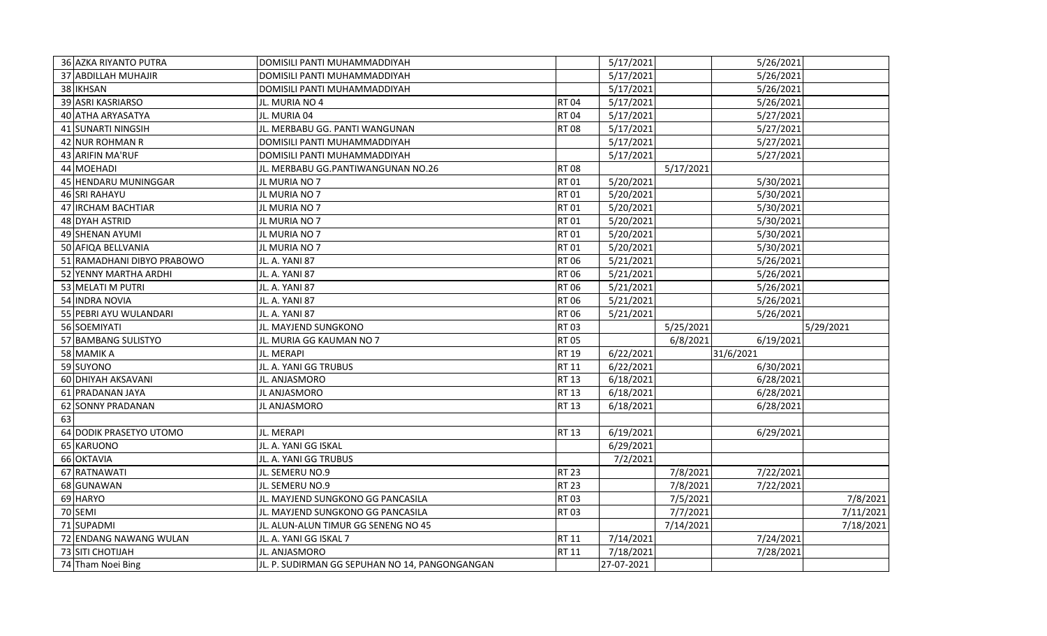| | | | | | | | |
|---|---|---|---|---|---|---|---|
| 36 | AZKA RIYANTO PUTRA | DOMISILI PANTI MUHAMMADDIYAH | | 5/17/2021 | | 5/26/2021 | |
| 37 | ABDILLAH MUHAJIR | DOMISILI PANTI MUHAMMADDIYAH | | 5/17/2021 | | 5/26/2021 | |
| 38 | IKHSAN | DOMISILI PANTI MUHAMMADDIYAH | | 5/17/2021 | | 5/26/2021 | |
| 39 | ASRI KASRIARSO | JL. MURIA NO 4 | RT 04 | 5/17/2021 | | 5/26/2021 | |
| 40 | ATHA ARYASATYA | JL. MURIA 04 | RT 04 | 5/17/2021 | | 5/27/2021 | |
| 41 | SUNARTI NINGSIH | JL. MERBABU GG. PANTI WANGUNAN | RT 08 | 5/17/2021 | | 5/27/2021 | |
| 42 | NUR ROHMAN R | DOMISILI PANTI MUHAMMADDIYAH | | 5/17/2021 | | 5/27/2021 | |
| 43 | ARIFIN MA'RUF | DOMISILI PANTI MUHAMMADDIYAH | | 5/17/2021 | | 5/27/2021 | |
| 44 | MOEHADI | JL. MERBABU GG.PANTIWANGUNAN NO.26 | RT 08 | | 5/17/2021 | | |
| 45 | HENDARU MUNINGGAR | JL MURIA NO 7 | RT 01 | 5/20/2021 | | 5/30/2021 | |
| 46 | SRI RAHAYU | JL MURIA NO 7 | RT 01 | 5/20/2021 | | 5/30/2021 | |
| 47 | IRCHAM BACHTIAR | JL MURIA NO 7 | RT 01 | 5/20/2021 | | 5/30/2021 | |
| 48 | DYAH ASTRID | JL MURIA NO 7 | RT 01 | 5/20/2021 | | 5/30/2021 | |
| 49 | SHENAN AYUMI | JL MURIA NO 7 | RT 01 | 5/20/2021 | | 5/30/2021 | |
| 50 | AFIQA BELLVANIA | JL MURIA NO 7 | RT 01 | 5/20/2021 | | 5/30/2021 | |
| 51 | RAMADHANI DIBYO PRABOWO | JL. A. YANI 87 | RT 06 | 5/21/2021 | | 5/26/2021 | |
| 52 | YENNY MARTHA ARDHI | JL. A. YANI 87 | RT 06 | 5/21/2021 | | 5/26/2021 | |
| 53 | MELATI M PUTRI | JL. A. YANI 87 | RT 06 | 5/21/2021 | | 5/26/2021 | |
| 54 | INDRA NOVIA | JL. A. YANI 87 | RT 06 | 5/21/2021 | | 5/26/2021 | |
| 55 | PEBRI AYU WULANDARI | JL. A. YANI 87 | RT 06 | 5/21/2021 | | 5/26/2021 | |
| 56 | SOEMIYATI | JL. MAYJEND SUNGKONO | RT 03 | | 5/25/2021 | | 5/29/2021 |
| 57 | BAMBANG SULISTYO | JL. MURIA GG KAUMAN NO 7 | RT 05 | | 6/8/2021 | 6/19/2021 | |
| 58 | MAMIK A | JL. MERAPI | RT 19 | 6/22/2021 | | 31/6/2021 | |
| 59 | SUYONO | JL. A. YANI GG TRUBUS | RT 11 | 6/22/2021 | | 6/30/2021 | |
| 60 | DHIYAH AKSAVANI | JL. ANJASMORO | RT 13 | 6/18/2021 | | 6/28/2021 | |
| 61 | PRADANAN JAYA | JL ANJASMORO | RT 13 | 6/18/2021 | | 6/28/2021 | |
| 62 | SONNY PRADANAN | JL ANJASMORO | RT 13 | 6/18/2021 | | 6/28/2021 | |
| 63 | | | | | | | |
| 64 | DODIK PRASETYO UTOMO | JL. MERAPI | RT 13 | 6/19/2021 | | 6/29/2021 | |
| 65 | KARUONO | JL. A. YANI GG ISKAL | | 6/29/2021 | | | |
| 66 | OKTAVIA | JL. A. YANI GG TRUBUS | | 7/2/2021 | | | |
| 67 | RATNAWATI | JL. SEMERU NO.9 | RT 23 | | 7/8/2021 | 7/22/2021 | |
| 68 | GUNAWAN | JL. SEMERU NO.9 | RT 23 | | 7/8/2021 | 7/22/2021 | |
| 69 | HARYO | JL. MAYJEND SUNGKONO GG PANCASILA | RT 03 | | 7/5/2021 | | 7/8/2021 |
| 70 | SEMI | JL. MAYJEND SUNGKONO GG PANCASILA | RT 03 | | 7/7/2021 | | 7/11/2021 |
| 71 | SUPADMI | JL. ALUN-ALUN TIMUR GG SENENG NO 45 | | | 7/14/2021 | | 7/18/2021 |
| 72 | ENDANG NAWANG WULAN | JL. A. YANI GG ISKAL 7 | RT 11 | 7/14/2021 | | 7/24/2021 | |
| 73 | SITI CHOTIJAH | JL. ANJASMORO | RT 11 | 7/18/2021 | | 7/28/2021 | |
| 74 | Tham Noei Bing | JL. P. SUDIRMAN GG SEPUHAN NO 14, PANGONGANGAN | | 27-07-2021 | | | |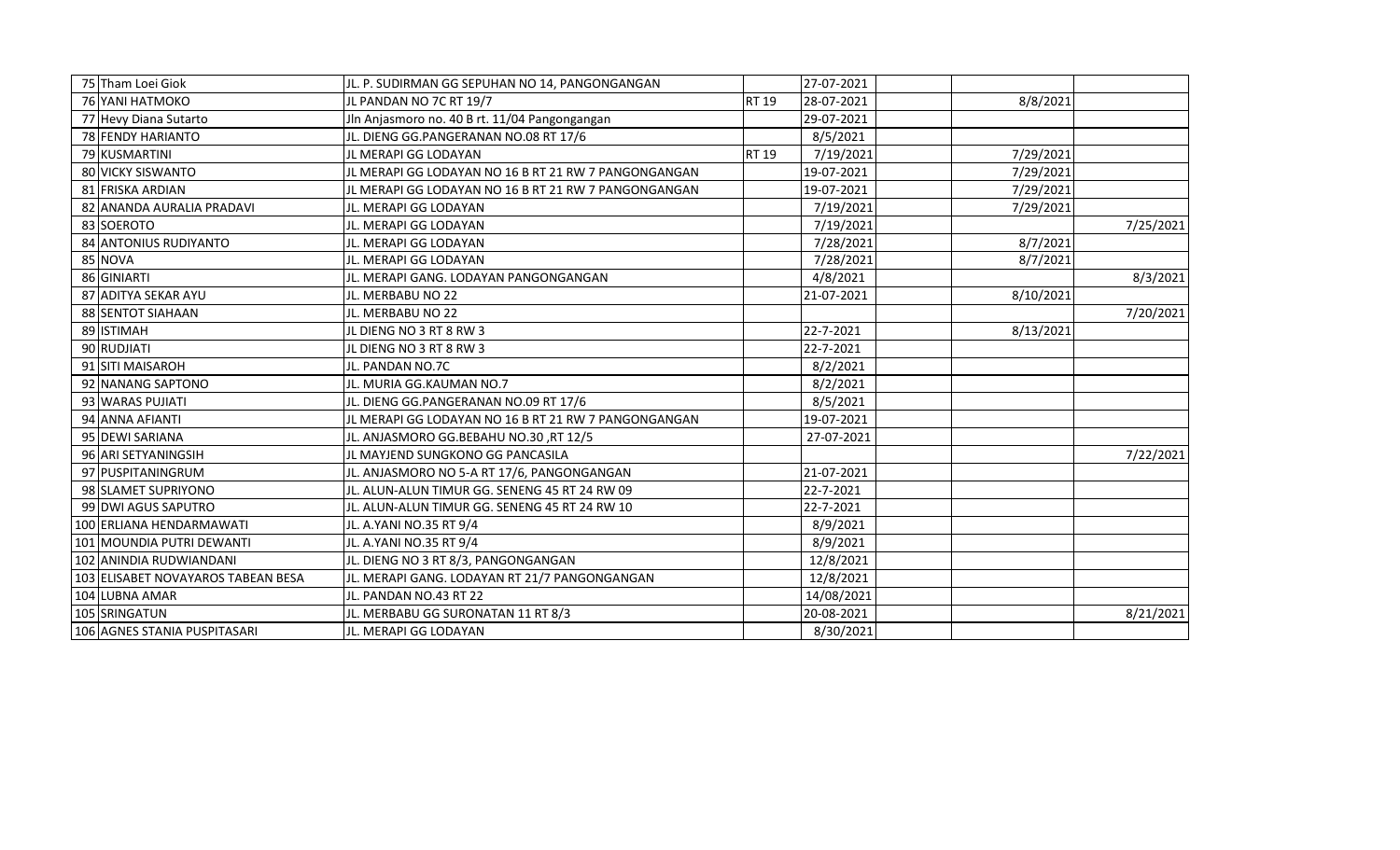| | | | | | | |
|---|---|---|---|---|---|---|
| 75 | Tham Loei Giok | JL. P. SUDIRMAN GG SEPUHAN NO 14, PANGONGANGAN | | 27-07-2021 | | |
| 76 | YANI HATMOKO | JL PANDAN NO 7C RT 19/7 | RT 19 | 28-07-2021 | 8/8/2021 | |
| 77 | Hevy Diana Sutarto | Jln Anjasmoro no. 40 B rt. 11/04 Pangongangan | | 29-07-2021 | | |
| 78 | FENDY HARIANTO | JL. DIENG GG.PANGERANAN NO.08 RT 17/6 | | 8/5/2021 | | |
| 79 | KUSMARTINI | JL MERAPI GG LODAYAN | RT 19 | 7/19/2021 | 7/29/2021 | |
| 80 | VICKY SISWANTO | JL MERAPI GG LODAYAN NO 16 B RT 21 RW 7 PANGONGANGAN | | 19-07-2021 | 7/29/2021 | |
| 81 | FRISKA ARDIAN | JL MERAPI GG LODAYAN NO 16 B RT 21 RW 7 PANGONGANGAN | | 19-07-2021 | 7/29/2021 | |
| 82 | ANANDA AURALIA PRADAVI | JL. MERAPI GG LODAYAN | | 7/19/2021 | 7/29/2021 | |
| 83 | SOEROTO | JL. MERAPI GG LODAYAN | | 7/19/2021 | | 7/25/2021 |
| 84 | ANTONIUS RUDIYANTO | JL. MERAPI GG LODAYAN | | 7/28/2021 | 8/7/2021 | |
| 85 | NOVA | JL. MERAPI GG LODAYAN | | 7/28/2021 | 8/7/2021 | |
| 86 | GINIARTI | JL. MERAPI GANG. LODAYAN PANGONGANGAN | | 4/8/2021 | | 8/3/2021 |
| 87 | ADITYA SEKAR AYU | JL. MERBABU NO 22 | | 21-07-2021 | 8/10/2021 | |
| 88 | SENTOT SIAHAAN | JL. MERBABU NO 22 | | | | 7/20/2021 |
| 89 | ISTIMAH | JL DIENG NO 3 RT 8 RW 3 | | 22-7-2021 | 8/13/2021 | |
| 90 | RUDJIATI | JL DIENG NO 3 RT 8 RW 3 | | 22-7-2021 | | |
| 91 | SITI MAISAROH | JL. PANDAN NO.7C | | 8/2/2021 | | |
| 92 | NANANG SAPTONO | JL. MURIA GG.KAUMAN NO.7 | | 8/2/2021 | | |
| 93 | WARAS PUJIATI | JL. DIENG GG.PANGERANAN NO.09 RT 17/6 | | 8/5/2021 | | |
| 94 | ANNA AFIANTI | JL MERAPI GG LODAYAN NO 16 B RT 21 RW 7 PANGONGANGAN | | 19-07-2021 | | |
| 95 | DEWI SARIANA | JL. ANJASMORO GG.BEBAHU NO.30 ,RT 12/5 | | 27-07-2021 | | |
| 96 | ARI SETYANINGSIH | JL MAYJEND SUNGKONO GG PANCASILA | | | | 7/22/2021 |
| 97 | PUSPITANINGRUM | JL. ANJASMORO NO 5-A RT 17/6, PANGONGANGAN | | 21-07-2021 | | |
| 98 | SLAMET SUPRIYONO | JL. ALUN-ALUN TIMUR GG. SENENG 45 RT 24 RW 09 | | 22-7-2021 | | |
| 99 | DWI AGUS SAPUTRO | JL. ALUN-ALUN TIMUR GG. SENENG 45 RT 24 RW 10 | | 22-7-2021 | | |
| 100 | ERLIANA HENDARMAWATI | JL. A.YANI NO.35 RT 9/4 | | 8/9/2021 | | |
| 101 | MOUNDIA PUTRI DEWANTI | JL. A.YANI NO.35 RT 9/4 | | 8/9/2021 | | |
| 102 | ANINDIA RUDWIANDANI | JL. DIENG NO 3 RT 8/3, PANGONGANGAN | | 12/8/2021 | | |
| 103 | ELISABET NOVAYAROS TABEAN BESA | JL. MERAPI GANG. LODAYAN RT 21/7 PANGONGANGAN | | 12/8/2021 | | |
| 104 | LUBNA AMAR | JL. PANDAN NO.43 RT 22 | | 14/08/2021 | | |
| 105 | SRINGATUN | JL. MERBABU GG SURONATAN 11 RT 8/3 | | 20-08-2021 | | 8/21/2021 |
| 106 | AGNES STANIA PUSPITASARI | JL. MERAPI GG LODAYAN | | 8/30/2021 | | |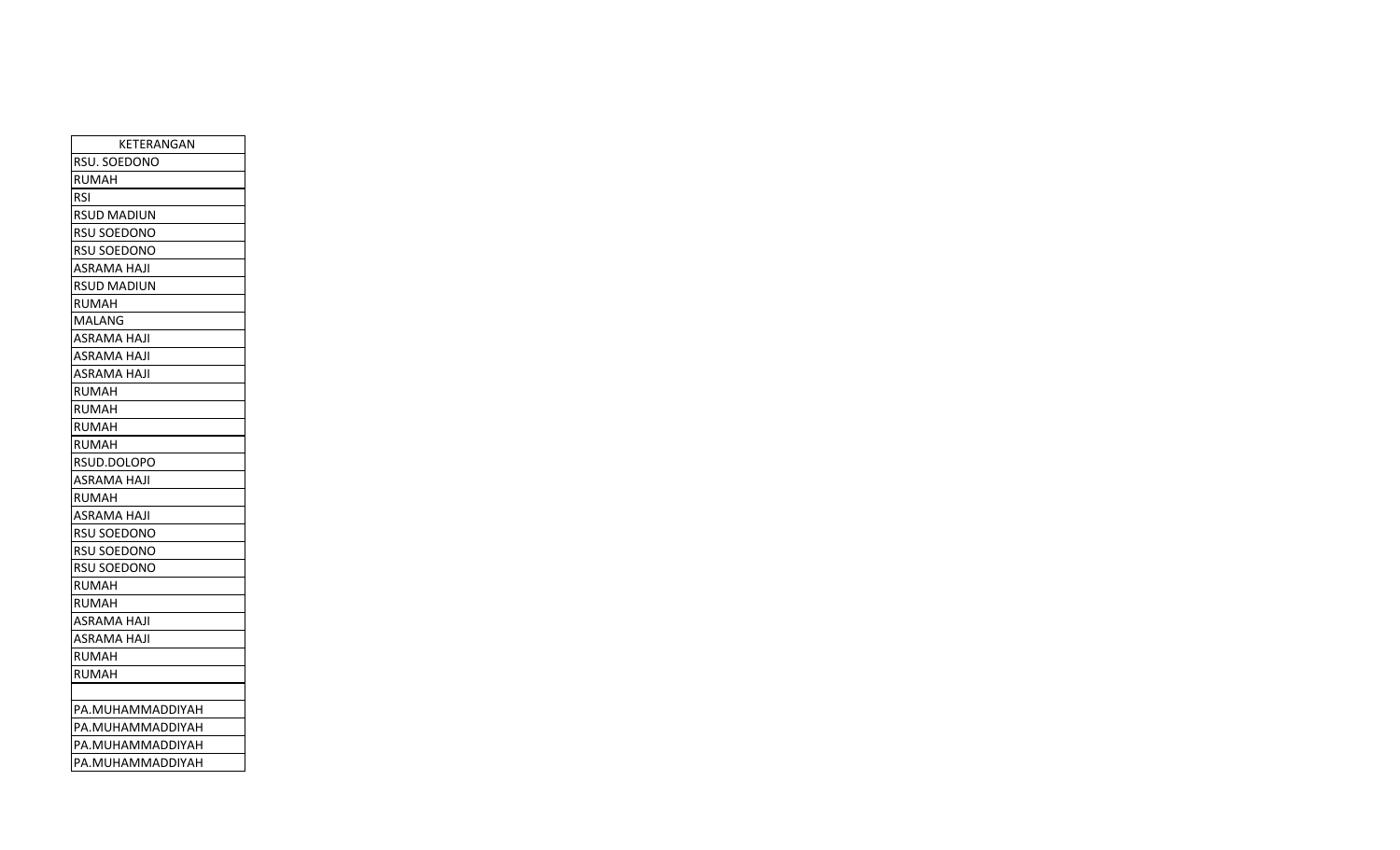| KETERANGAN |
|---|
| RSU. SOEDONO |
| RUMAH |
| RSI |
| RSUD MADIUN |
| RSU SOEDONO |
| RSU SOEDONO |
| ASRAMA HAJI |
| RSUD MADIUN |
| RUMAH |
| MALANG |
| ASRAMA HAJI |
| ASRAMA HAJI |
| ASRAMA HAJI |
| RUMAH |
| RUMAH |
| RUMAH |
| RUMAH |
| RSUD.DOLOPO |
| ASRAMA HAJI |
| RUMAH |
| ASRAMA HAJI |
| RSU SOEDONO |
| RSU SOEDONO |
| RSU SOEDONO |
| RUMAH |
| RUMAH |
| ASRAMA HAJI |
| ASRAMA HAJI |
| RUMAH |
| RUMAH |
| |
| PA.MUHAMMADDIYAH |
| PA.MUHAMMADDIYAH |
| PA.MUHAMMADDIYAH |
| PA.MUHAMMADDIYAH |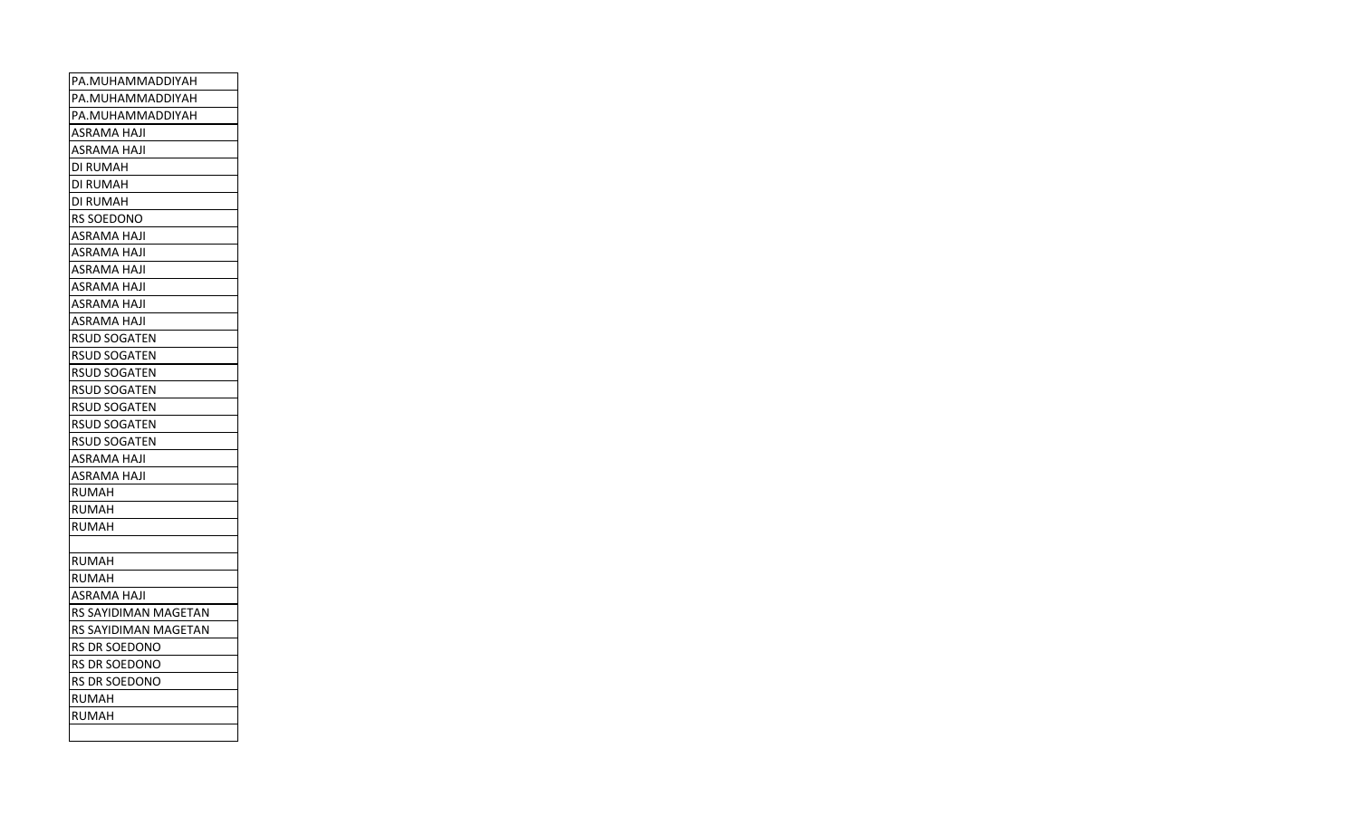| PA.MUHAMMADDIYAH |
| --- |
| PA.MUHAMMADDIYAH |
| PA.MUHAMMADDIYAH |
| ASRAMA HAJI |
| ASRAMA HAJI |
| DI RUMAH |
| DI RUMAH |
| DI RUMAH |
| RS SOEDONO |
| ASRAMA HAJI |
| ASRAMA HAJI |
| ASRAMA HAJI |
| ASRAMA HAJI |
| ASRAMA HAJI |
| ASRAMA HAJI |
| RSUD SOGATEN |
| RSUD SOGATEN |
| RSUD SOGATEN |
| RSUD SOGATEN |
| RSUD SOGATEN |
| RSUD SOGATEN |
| RSUD SOGATEN |
| ASRAMA HAJI |
| ASRAMA HAJI |
| RUMAH |
| RUMAH |
| RUMAH |
| |
| RUMAH |
| RUMAH |
| ASRAMA HAJI |
| RS SAYIDIMAN MAGETAN |
| RS SAYIDIMAN MAGETAN |
| RS DR SOEDONO |
| RS DR SOEDONO |
| RS DR SOEDONO |
| RUMAH |
| RUMAH |
| |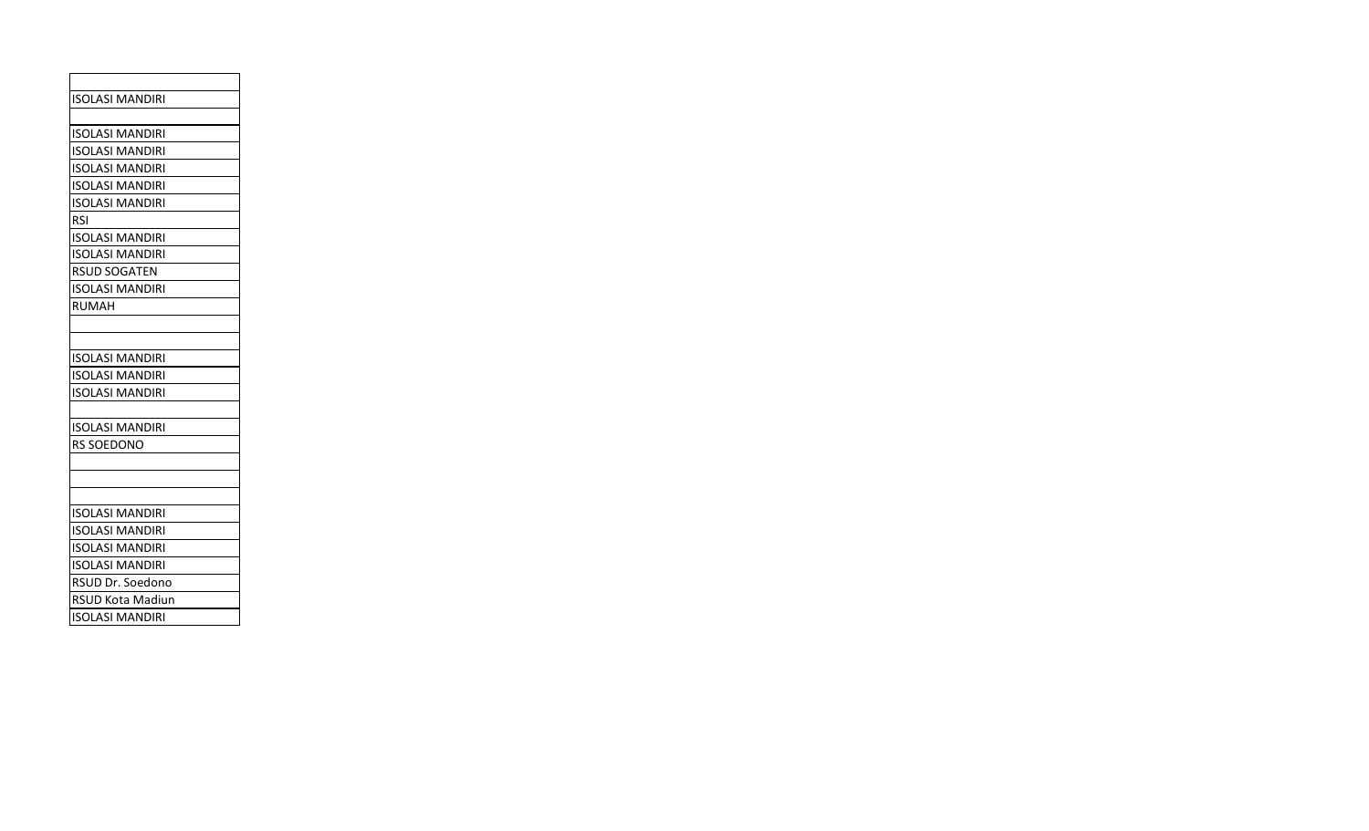| |
|---|
| ISOLASI MANDIRI |
| |
| ISOLASI MANDIRI |
| ISOLASI MANDIRI |
| ISOLASI MANDIRI |
| ISOLASI MANDIRI |
| ISOLASI MANDIRI |
| RSI |
| ISOLASI MANDIRI |
| ISOLASI MANDIRI |
| RSUD SOGATEN |
| ISOLASI MANDIRI |
| RUMAH |
| |
| |
| ISOLASI MANDIRI |
| ISOLASI MANDIRI |
| ISOLASI MANDIRI |
| |
| ISOLASI MANDIRI |
| RS SOEDONO |
| |
| |
| |
| ISOLASI MANDIRI |
| ISOLASI MANDIRI |
| ISOLASI MANDIRI |
| ISOLASI MANDIRI |
| RSUD Dr. Soedono |
| RSUD Kota Madiun |
| ISOLASI MANDIRI |